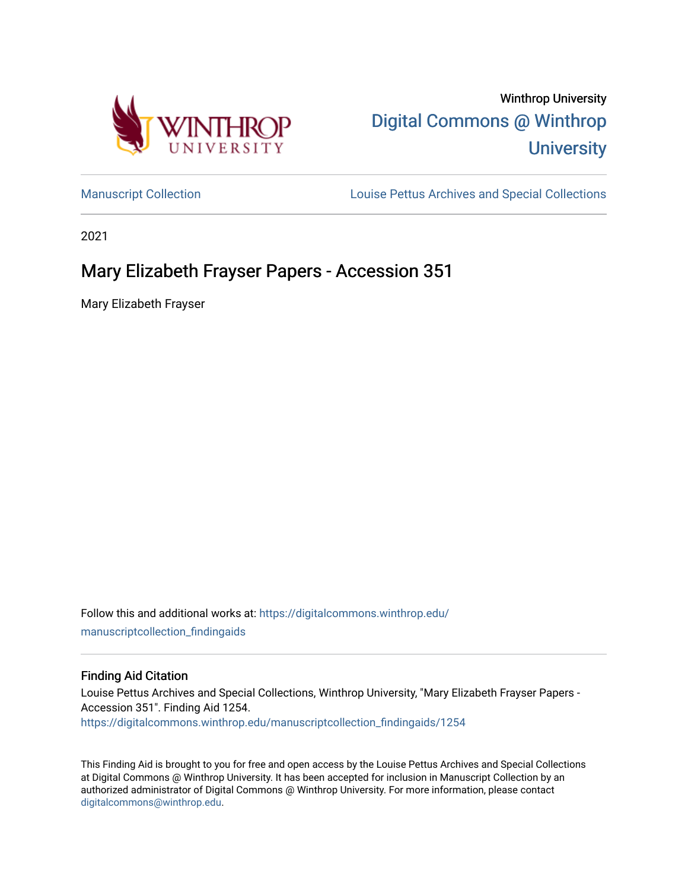Winthrop University

Digital Commons @ Winthrop University

Manuscript Collection

Louise Pettus Archives and Special Collections

2021

# Mary Elizabeth Frayser Papers - Accession 351

Mary Elizabeth Frayser

Follow this and additional works at: https://digitalcommons.winthrop.edu/manuscriptcollection_findingaids

## Finding Aid Citation

Louise Pettus Archives and Special Collections, Winthrop University, "Mary Elizabeth Frayser Papers - Accession 351". Finding Aid 1254.
https://digitalcommons.winthrop.edu/manuscriptcollection_findingaids/1254

This Finding Aid is brought to you for free and open access by the Louise Pettus Archives and Special Collections at Digital Commons @ Winthrop University. It has been accepted for inclusion in Manuscript Collection by an authorized administrator of Digital Commons @ Winthrop University. For more information, please contact digitalcommons@winthrop.edu.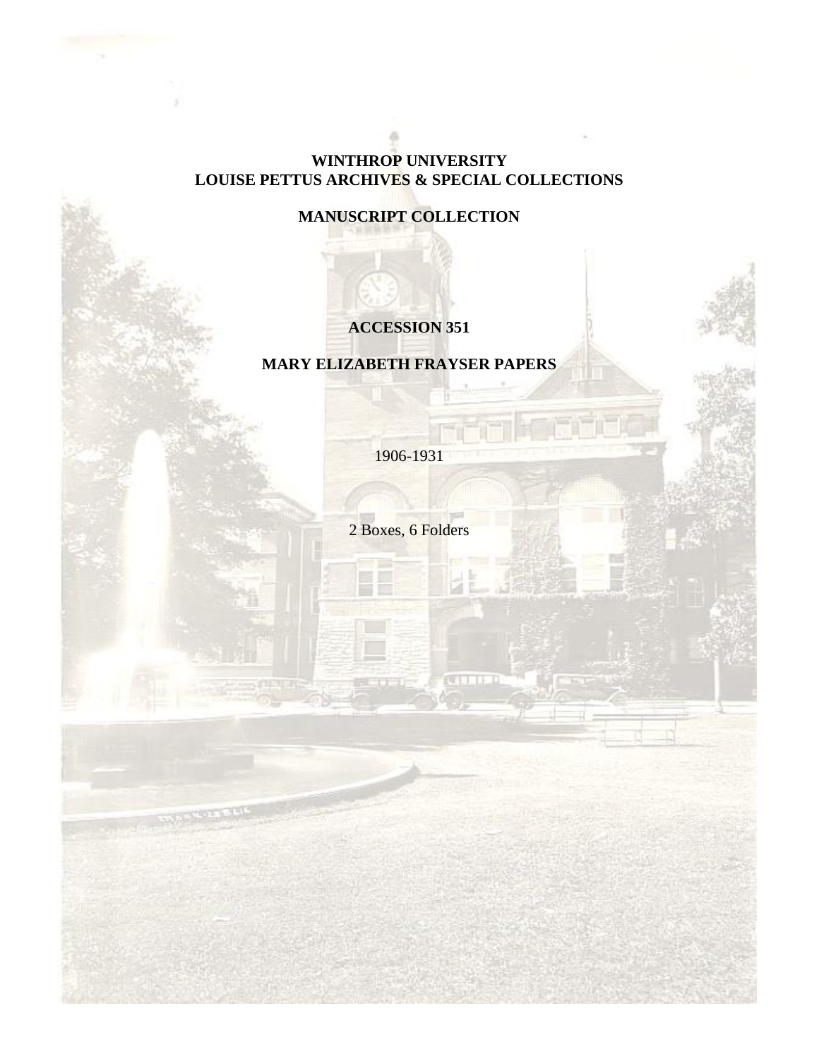**WINTHROP UNIVERSITY**
**LOUISE PETTUS ARCHIVES & SPECIAL COLLECTIONS**

**MANUSCRIPT COLLECTION**

**ACCESSION 351**

**MARY ELIZABETH FRAYSER PAPERS**

1906-1931

2 Boxes, 6 Folders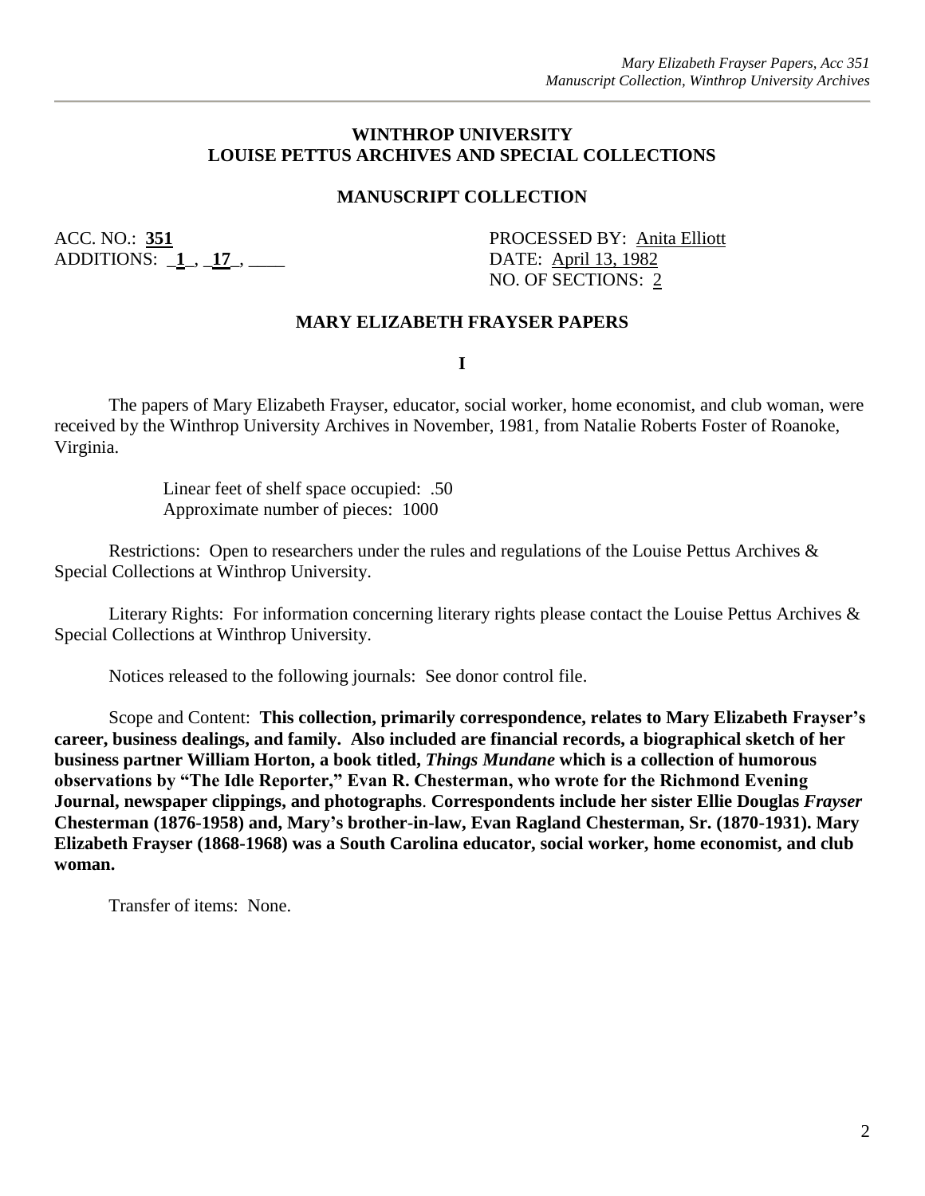# WINTHROP UNIVERSITY
# LOUISE PETTUS ARCHIVES AND SPECIAL COLLECTIONS

## MANUSCRIPT COLLECTION

ACC. NO.: **351**
ADDITIONS: _**1**_, _**17**_, ____

PROCESSED BY: Anita Elliott
DATE: April 13, 1982
NO. OF SECTIONS: 2

## MARY ELIZABETH FRAYSER PAPERS

**I**

The papers of Mary Elizabeth Frayser, educator, social worker, home economist, and club woman, were received by the Winthrop University Archives in November, 1981, from Natalie Roberts Foster of Roanoke, Virginia.

Linear feet of shelf space occupied: .50
Approximate number of pieces: 1000

Restrictions: Open to researchers under the rules and regulations of the Louise Pettus Archives & Special Collections at Winthrop University.

Literary Rights: For information concerning literary rights please contact the Louise Pettus Archives & Special Collections at Winthrop University.

Notices released to the following journals: See donor control file.

Scope and Content: **This collection, primarily correspondence, relates to Mary Elizabeth Frayser's career, business dealings, and family. Also included are financial records, a biographical sketch of her business partner William Horton, a book titled, *Things Mundane* which is a collection of humorous observations by "The Idle Reporter," Evan R. Chesterman, who wrote for the Richmond Evening Journal, newspaper clippings, and photographs. Correspondents include her sister Ellie Douglas *Frayser* Chesterman (1876-1958) and, Mary's brother-in-law, Evan Ragland Chesterman, Sr. (1870-1931). Mary Elizabeth Frayser (1868-1968) was a South Carolina educator, social worker, home economist, and club woman.**

Transfer of items: None.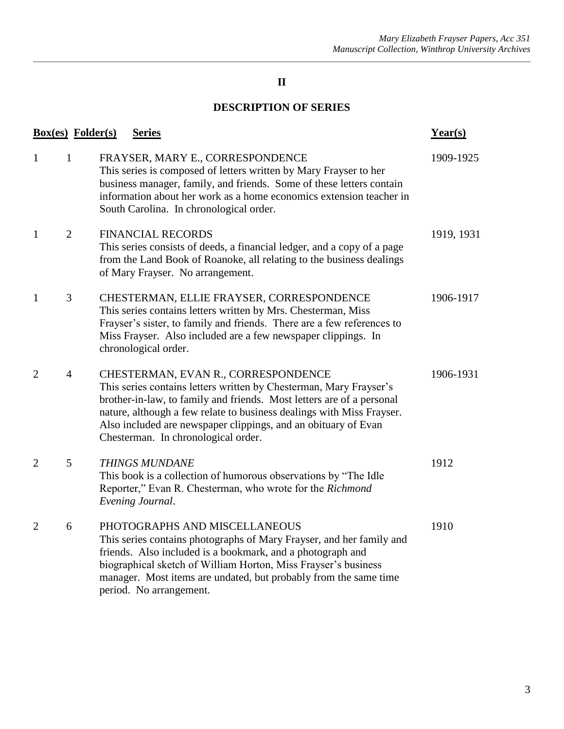## II

## DESCRIPTION OF SERIES

| Box(es) | Folder(s) | Series | Year(s) |
|---|---|---|---|
| 1 | 1 | FRAYSER, MARY E., CORRESPONDENCE<br>This series is composed of letters written by Mary Frayser to her business manager, family, and friends. Some of these letters contain information about her work as a home economics extension teacher in South Carolina. In chronological order. | 1909-1925 |
| 1 | 2 | FINANCIAL RECORDS<br>This series consists of deeds, a financial ledger, and a copy of a page from the Land Book of Roanoke, all relating to the business dealings of Mary Frayser. No arrangement. | 1919, 1931 |
| 1 | 3 | CHESTERMAN, ELLIE FRAYSER, CORRESPONDENCE<br>This series contains letters written by Mrs. Chesterman, Miss Frayser's sister, to family and friends. There are a few references to Miss Frayser. Also included are a few newspaper clippings. In chronological order. | 1906-1917 |
| 2 | 4 | CHESTERMAN, EVAN R., CORRESPONDENCE<br>This series contains letters written by Chesterman, Mary Frayser's brother-in-law, to family and friends. Most letters are of a personal nature, although a few relate to business dealings with Miss Frayser. Also included are newspaper clippings, and an obituary of Evan Chesterman. In chronological order. | 1906-1931 |
| 2 | 5 | *THINGS MUNDANE*<br>This book is a collection of humorous observations by "The Idle Reporter," Evan R. Chesterman, who wrote for the *Richmond Evening Journal*. | 1912 |
| 2 | 6 | PHOTOGRAPHS AND MISCELLANEOUS<br>This series contains photographs of Mary Frayser, and her family and friends. Also included is a bookmark, and a photograph and biographical sketch of William Horton, Miss Frayser's business manager. Most items are undated, but probably from the same time period. No arrangement. | 1910 |